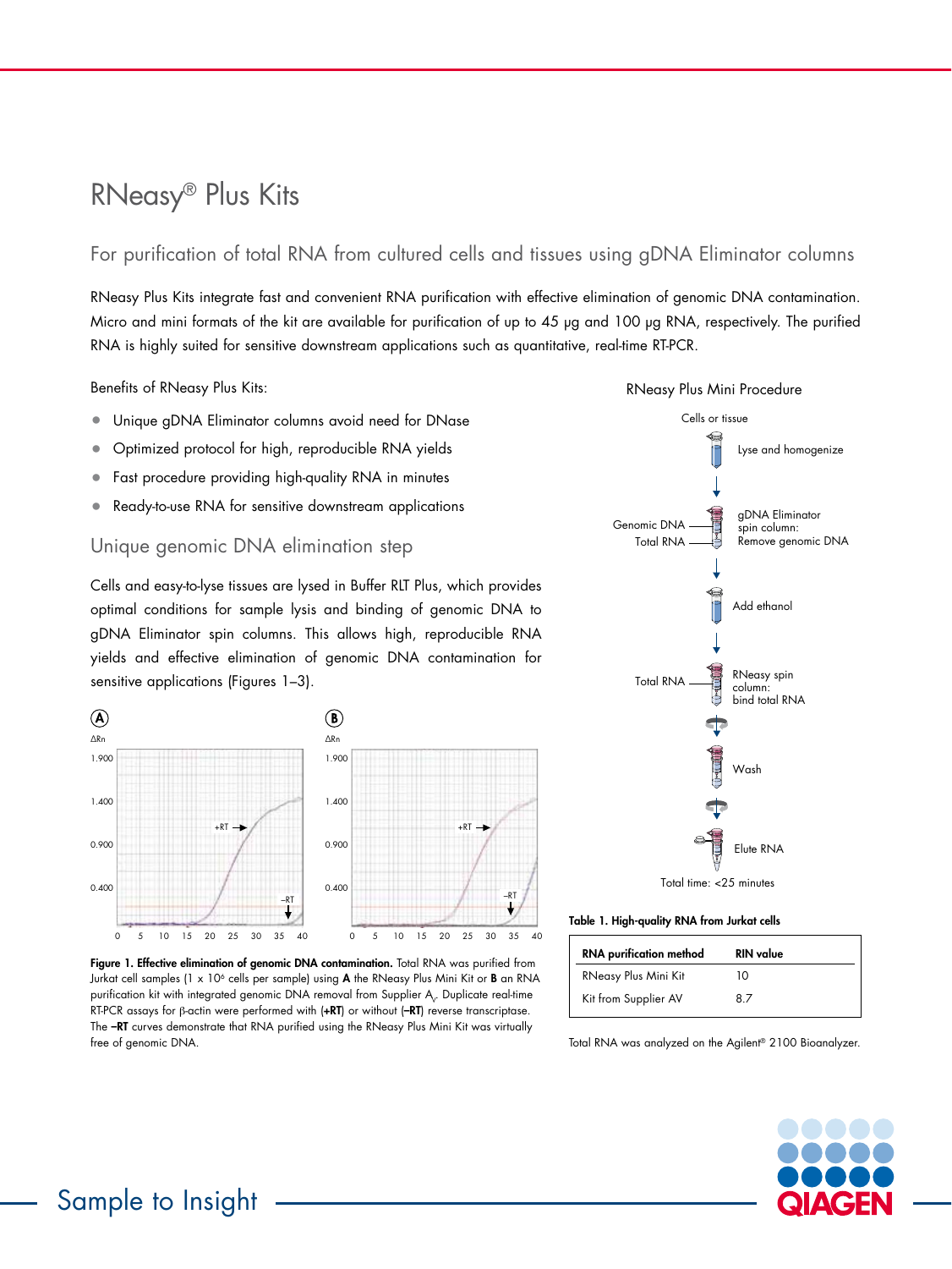# RNeasy® Plus Kits

## For purification of total RNA from cultured cells and tissues using gDNA Eliminator columns

RNeasy Plus Kits integrate fast and convenient RNA purification with effective elimination of genomic DNA contamination. Micro and mini formats of the kit are available for purification of up to 45 µg and 100 µg RNA, respectively. The purified RNA is highly suited for sensitive downstream applications such as quantitative, real-time RT-PCR.

Benefits of RNeasy Plus Kits:

- Unique gDNA Eliminator columns avoid need for DNase
- Optimized protocol for high, reproducible RNA yields
- Fast procedure providing high-quality RNA in minutes
- Ready-to-use RNA for sensitive downstream applications

### Unique genomic DNA elimination step

Cells and easy-to-lyse tissues are lysed in Buffer RLT Plus, which provides optimal conditions for sample lysis and binding of genomic DNA to gDNA Eliminator spin columns. This allows high, reproducible RNA yields and effective elimination of genomic DNA contamination for sensitive applications (Figures 1–3).

**Figure 1. Effective elimination of genomic DNA contamination.** Total RNA was purified from Jurkat cell samples (1 x $10^6$ cells per sample) using **A** the RNeasy Plus Mini Kit or **B** an RNA purification kit with integrated genomic DNA removal from Supplier $A_V$. Duplicate real-time RT-PCR assays for β-actin were performed with (**+RT**) or without (**–RT**) reverse transcriptase. The **–RT** curves demonstrate that RNA purified using the RNeasy Plus Mini Kit was virtually free of genomic DNA.

RNeasy Plus Mini Procedure

Cells or tissue → Lyse and homogenize → gDNA Eliminator spin column: Remove genomic DNA → Add ethanol → RNeasy spin column: bind total RNA → Wash → Elute RNA

Total time: <25 minutes

**Table 1. High-quality RNA from Jurkat cells**

| RNA purification method | RIN value |
|---|---|
| RNeasy Plus Mini Kit | 10 |
| Kit from Supplier AV | 8.7 |

Total RNA was analyzed on the Agilent® 2100 Bioanalyzer.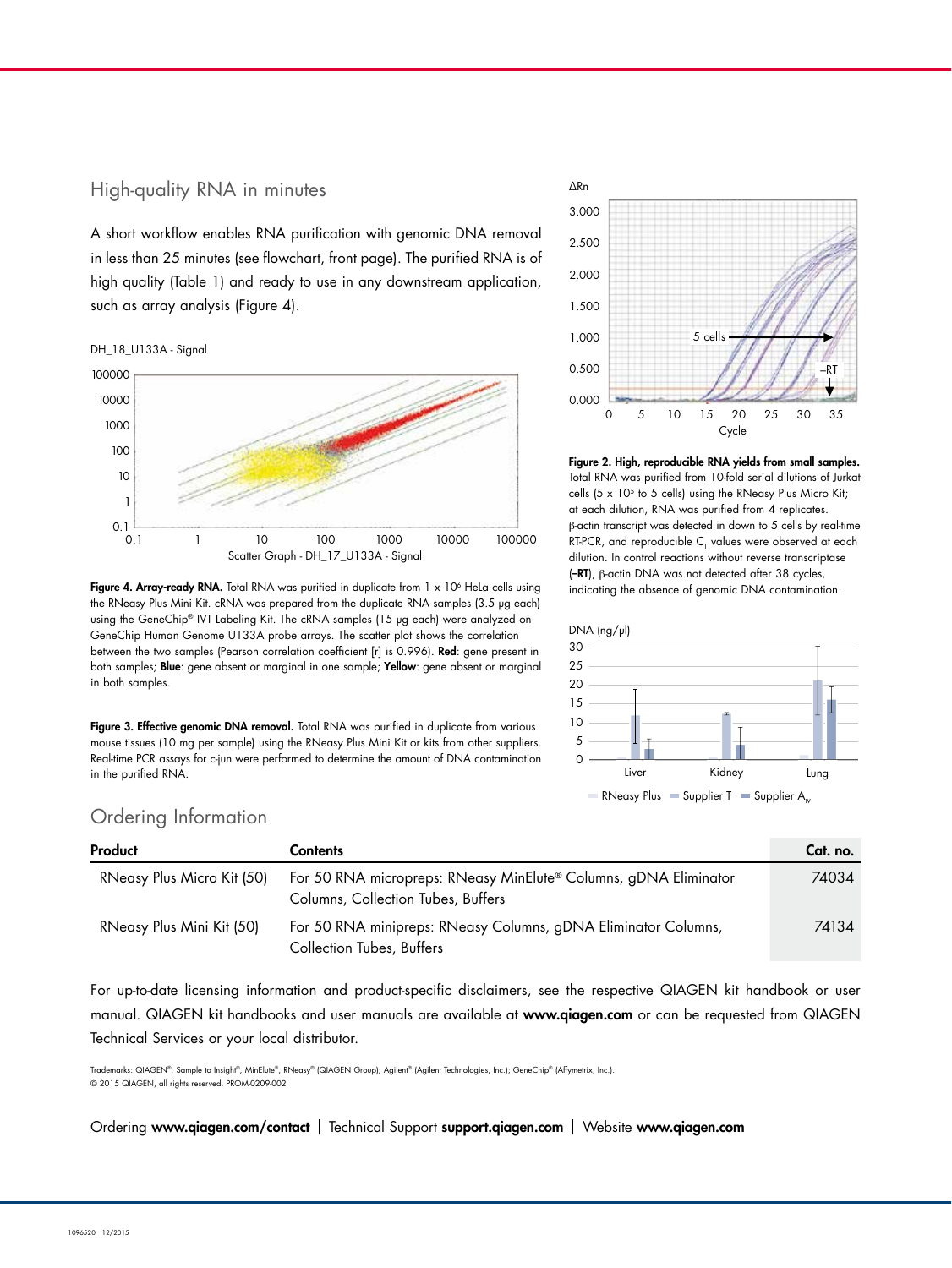## High-quality RNA in minutes

A short workflow enables RNA purification with genomic DNA removal in less than 25 minutes (see flowchart, front page). The purified RNA is of high quality (Table 1) and ready to use in any downstream application, such as array analysis (Figure 4).

DH_18_U133A - Signal

100000
10000
1000
100
10
1
0.1

0.1 1 10 100 1000 10000 100000

Scatter Graph - DH_17_U133A - Signal

**Figure 4. Array-ready RNA.** Total RNA was purified in duplicate from 1 x $10^6$ HeLa cells using the RNeasy Plus Mini Kit. cRNA was prepared from the duplicate RNA samples (3.5 µg each) using the GeneChip® IVT Labeling Kit. The cRNA samples (15 µg each) were analyzed on GeneChip Human Genome U133A probe arrays. The scatter plot shows the correlation between the two samples (Pearson correlation coefficient [r] is 0.996). **Red**: gene present in both samples; **Blue**: gene absent or marginal in one sample; **Yellow**: gene absent or marginal in both samples.

ΔRn

3.000
2.500
2.000
1.500
1.000
0.500
0.000

0 5 10 15 20 25 30 35

Cycle

5 cells

–RT

**Figure 2. High, reproducible RNA yields from small samples.** Total RNA was purified from 10-fold serial dilutions of Jurkat cells (5 x $10^5$ to 5 cells) using the RNeasy Plus Micro Kit; at each dilution, RNA was purified from 4 replicates. β-actin transcript was detected in down to 5 cells by real-time RT-PCR, and reproducible $C_T$ values were observed at each dilution. In control reactions without reverse transcriptase (**–RT**), β-actin DNA was not detected after 38 cycles, indicating the absence of genomic DNA contamination.

**Figure 3. Effective genomic DNA removal.** Total RNA was purified in duplicate from various mouse tissues (10 mg per sample) using the RNeasy Plus Mini Kit or kits from other suppliers. Real-time PCR assays for c-jun were performed to determine the amount of DNA contamination in the purified RNA.

DNA (ng/µl)

30
25
20
15
10
5
0

Liver Kidney Lung

RNeasy Plus Supplier T Supplier $A_{iv}$

## Ordering Information

| Product | Contents | Cat. no. |
|---|---|---|
| RNeasy Plus Micro Kit (50) | For 50 RNA micropreps: RNeasy MinElute® Columns, gDNA Eliminator Columns, Collection Tubes, Buffers | 74034 |
| RNeasy Plus Mini Kit (50) | For 50 RNA minipreps: RNeasy Columns, gDNA Eliminator Columns, Collection Tubes, Buffers | 74134 |

For up-to-date licensing information and product-specific disclaimers, see the respective QIAGEN kit handbook or user manual. QIAGEN kit handbooks and user manuals are available at **www.qiagen.com** or can be requested from QIAGEN Technical Services or your local distributor.

Trademarks: QIAGEN®, Sample to Insight®, MinElute®, RNeasy® (QIAGEN Group); Agilent® (Agilent Technologies, Inc.); GeneChip® (Affymetrix, Inc.).
© 2015 QIAGEN, all rights reserved. PROM-0209-002

Ordering **www.qiagen.com/contact** | Technical Support **support.qiagen.com** | Website **www.qiagen.com**

1096520 12/2015